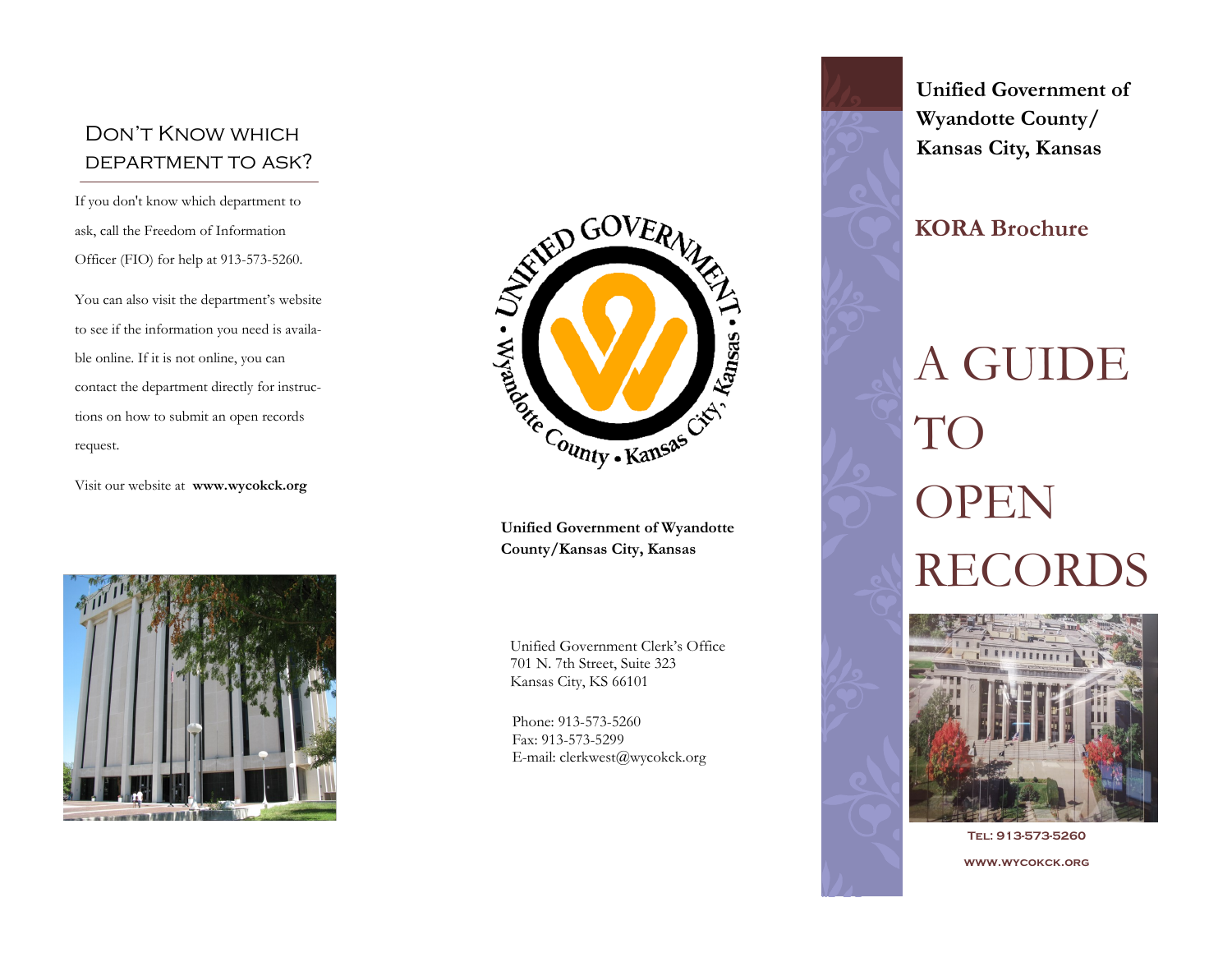## Don't Know which department to ask?

If you don't know which department to ask, call the Freedom of Information Officer (FIO) for help at 913-573-5260.

You can also visit the department's website to see if the information you need is available online. If it is not online, you can contact the department directly for instructions on how to submit an open records request.

Visit our website at **www.wycokck.org**

**Unified Government of Wyandotte County/Kansas City, Kansas**

Unified Government Clerk's Office
701 N. 7th Street, Suite 323
Kansas City, KS 66101

Phone: 913-573-5260
Fax: 913-573-5299
E-mail: clerkwest@wycokck.org

**Unified Government of Wyandotte County/ Kansas City, Kansas**

**KORA Brochure**

# A GUIDE TO OPEN RECORDS

**Tel: 913-573-5260**

**www.wycokck.org**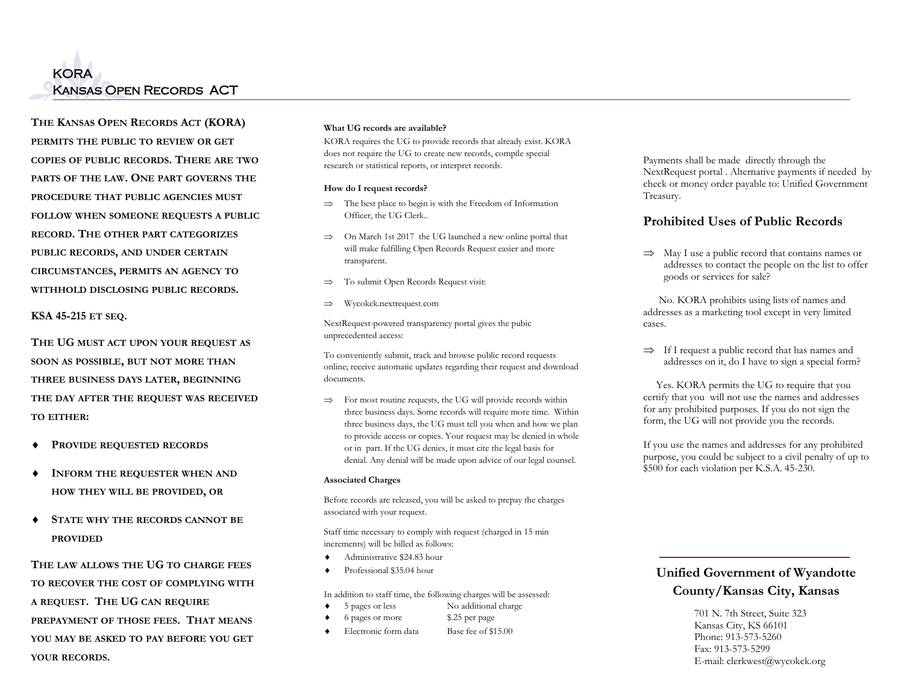# KORA
# Kansas Open Records ACT

**THE KANSAS OPEN RECORDS ACT (KORA) PERMITS THE PUBLIC TO REVIEW OR GET COPIES OF PUBLIC RECORDS. THERE ARE TWO PARTS OF THE LAW. ONE PART GOVERNS THE PROCEDURE THAT PUBLIC AGENCIES MUST FOLLOW WHEN SOMEONE REQUESTS A PUBLIC RECORD. THE OTHER PART CATEGORIZES PUBLIC RECORDS, AND UNDER CERTAIN CIRCUMSTANCES, PERMITS AN AGENCY TO WITHHOLD DISCLOSING PUBLIC RECORDS.**

**KSA 45-215 ET SEQ.**

**THE UG MUST ACT UPON YOUR REQUEST AS SOON AS POSSIBLE, BUT NOT MORE THAN THREE BUSINESS DAYS LATER, BEGINNING THE DAY AFTER THE REQUEST WAS RECEIVED TO EITHER:**

- ♦ **PROVIDE REQUESTED RECORDS**
- ♦ **INFORM THE REQUESTER WHEN AND HOW THEY WILL BE PROVIDED, OR**
- ♦ **STATE WHY THE RECORDS CANNOT BE PROVIDED**

**THE LAW ALLOWS THE UG TO CHARGE FEES TO RECOVER THE COST OF COMPLYING WITH A REQUEST. THE UG CAN REQUIRE PREPAYMENT OF THOSE FEES. THAT MEANS YOU MAY BE ASKED TO PAY BEFORE YOU GET YOUR RECORDS.**

**What UG records are available?**

KORA requires the UG to provide records that already exist. KORA does not require the UG to create new records, compile special research or statistical reports, or interpret records.

**How do I request records?**

⇒ The best place to begin is with the Freedom of Information Officer, the UG Clerk..

⇒ On March 1st 2017 the UG launched a new online portal that will make fulfilling Open Records Request easier and more transparent.

⇒ To submit Open Records Request visit:

⇒ Wycokck.nextrequest.com

NextRequest-powered transparency portal gives the pubic unprecedented access:

To conveniently submit, track and browse public record requests online; receive automatic updates regarding their request and download documents.

⇒ For most routine requests, the UG will provide records within three business days. Some records will require more time. Within three business days, the UG must tell you when and how we plan to provide access or copies. Your request may be denied in whole or in part. If the UG denies, it must cite the legal basis for denial. Any denial will be made upon advice of our legal counsel.

**Associated Charges**

Before records are released, you will be asked to prepay the charges associated with your request.

Staff time necessary to comply with request (charged in 15 min increments) will be billed as follows:

- ♦ Administrative $24.83 hour
- ♦ Professional $35.04 hour

In addition to staff time, the following charges will be assessed:

| | |
|---|---|
| ♦ 5 pages or less | No additional charge |
| ♦ 6 pages or more | $.25 per page |
| ♦ Electronic form data | Base fee of $15.00 |

Payments shall be made directly through the NextRequest portal . Alternative payments if needed by check or money order payable to: Unified Government Treasury.

## Prohibited Uses of Public Records

⇒ May I use a public record that contains names or addresses to contact the people on the list to offer goods or services for sale?

No. KORA prohibits using lists of names and addresses as a marketing tool except in very limited cases.

⇒ If I request a public record that has names and addresses on it, do I have to sign a special form?

Yes. KORA permits the UG to require that you certify that you will not use the names and addresses for any prohibited purposes. If you do not sign the form, the UG will not provide you the records.

If you use the names and addresses for any prohibited purpose, you could be subject to a civil penalty of up to $500 for each violation per K.S.A. 45-230.

**Unified Government of Wyandotte County/Kansas City, Kansas**

701 N. 7th Street, Suite 323
Kansas City, KS 66101
Phone: 913-573-5260
Fax: 913-573-5299
E-mail: clerkwest@wycokck.org